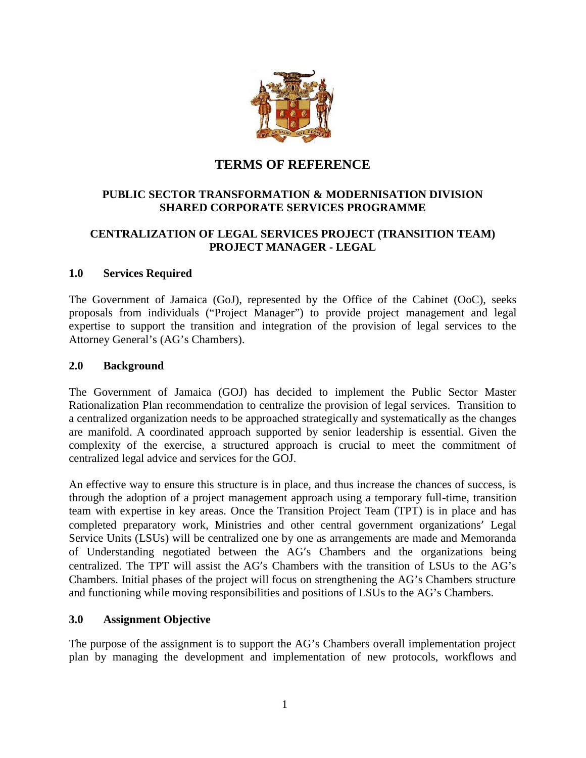# TERMS OF REFERENCE

## PUBLIC SECTOR TRANSFORMATION & MODERNISATION DIVISION SHARED CORPORATE SERVICES PROGRAMME

## CENTRALIZATION OF LEGAL SERVICES PROJECT (TRANSITION TEAM) PROJECT MANAGER - LEGAL

### 1.0 Services Required

The Government of Jamaica (GoJ), represented by the Office of the Cabinet (OoC), seeks proposals from individuals ("Project Manager") to provide project management and legal expertise to support the transition and integration of the provision of legal services to the Attorney General's (AG's Chambers).

### 2.0 Background

The Government of Jamaica (GOJ) has decided to implement the Public Sector Master Rationalization Plan recommendation to centralize the provision of legal services. Transition to a centralized organization needs to be approached strategically and systematically as the changes are manifold. A coordinated approach supported by senior leadership is essential. Given the complexity of the exercise, a structured approach is crucial to meet the commitment of centralized legal advice and services for the GOJ.

An effective way to ensure this structure is in place, and thus increase the chances of success, is through the adoption of a project management approach using a temporary full-time, transition team with expertise in key areas. Once the Transition Project Team (TPT) is in place and has completed preparatory work, Ministries and other central government organizations' Legal Service Units (LSUs) will be centralized one by one as arrangements are made and Memoranda of Understanding negotiated between the AG's Chambers and the organizations being centralized. The TPT will assist the AG's Chambers with the transition of LSUs to the AG's Chambers. Initial phases of the project will focus on strengthening the AG's Chambers structure and functioning while moving responsibilities and positions of LSUs to the AG's Chambers.

### 3.0 Assignment Objective

The purpose of the assignment is to support the AG's Chambers overall implementation project plan by managing the development and implementation of new protocols, workflows and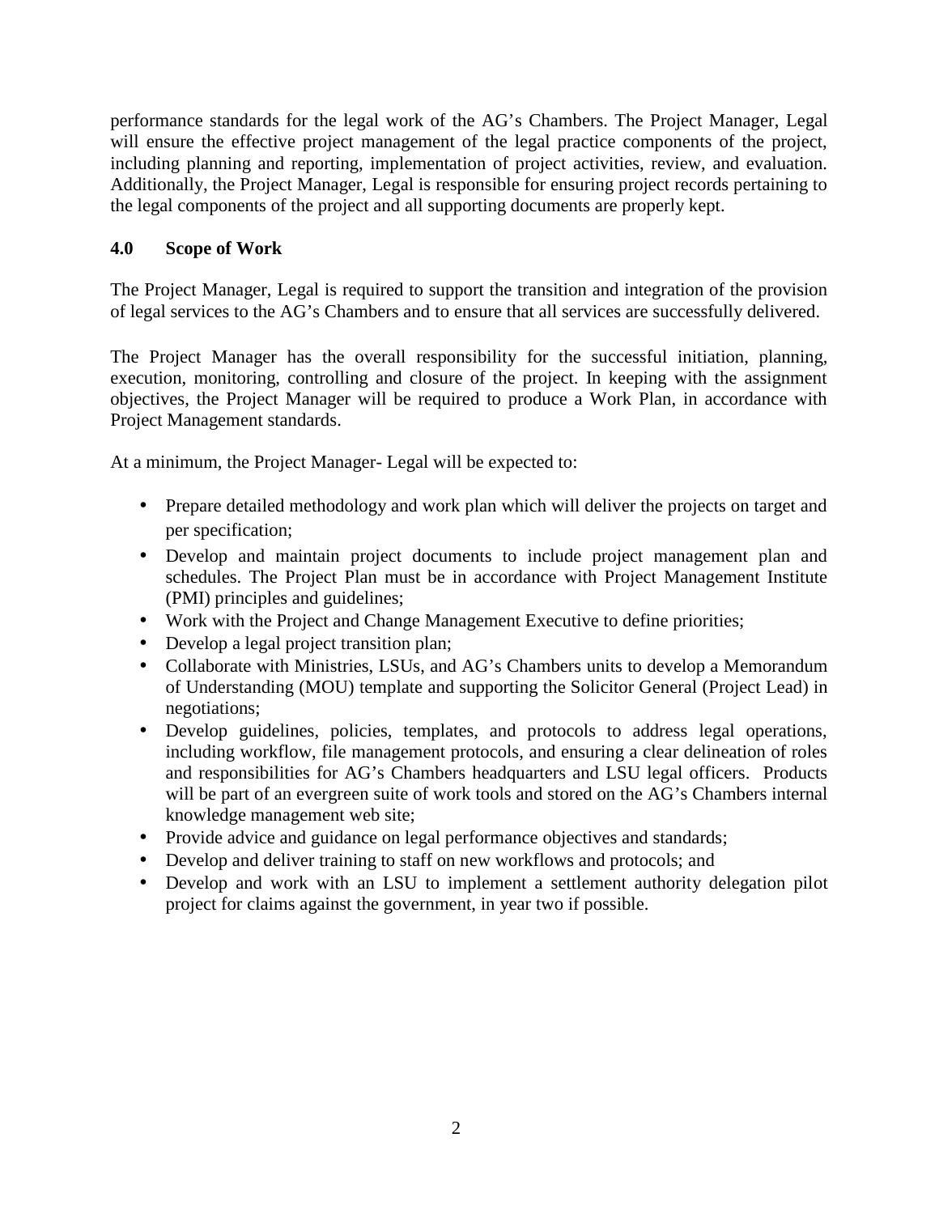performance standards for the legal work of the AG's Chambers. The Project Manager, Legal will ensure the effective project management of the legal practice components of the project, including planning and reporting, implementation of project activities, review, and evaluation. Additionally, the Project Manager, Legal is responsible for ensuring project records pertaining to the legal components of the project and all supporting documents are properly kept.

## 4.0 Scope of Work

The Project Manager, Legal is required to support the transition and integration of the provision of legal services to the AG's Chambers and to ensure that all services are successfully delivered.

The Project Manager has the overall responsibility for the successful initiation, planning, execution, monitoring, controlling and closure of the project. In keeping with the assignment objectives, the Project Manager will be required to produce a Work Plan, in accordance with Project Management standards.

At a minimum, the Project Manager- Legal will be expected to:

- Prepare detailed methodology and work plan which will deliver the projects on target and per specification;
- Develop and maintain project documents to include project management plan and schedules. The Project Plan must be in accordance with Project Management Institute (PMI) principles and guidelines;
- Work with the Project and Change Management Executive to define priorities;
- Develop a legal project transition plan;
- Collaborate with Ministries, LSUs, and AG's Chambers units to develop a Memorandum of Understanding (MOU) template and supporting the Solicitor General (Project Lead) in negotiations;
- Develop guidelines, policies, templates, and protocols to address legal operations, including workflow, file management protocols, and ensuring a clear delineation of roles and responsibilities for AG's Chambers headquarters and LSU legal officers. Products will be part of an evergreen suite of work tools and stored on the AG's Chambers internal knowledge management web site;
- Provide advice and guidance on legal performance objectives and standards;
- Develop and deliver training to staff on new workflows and protocols; and
- Develop and work with an LSU to implement a settlement authority delegation pilot project for claims against the government, in year two if possible.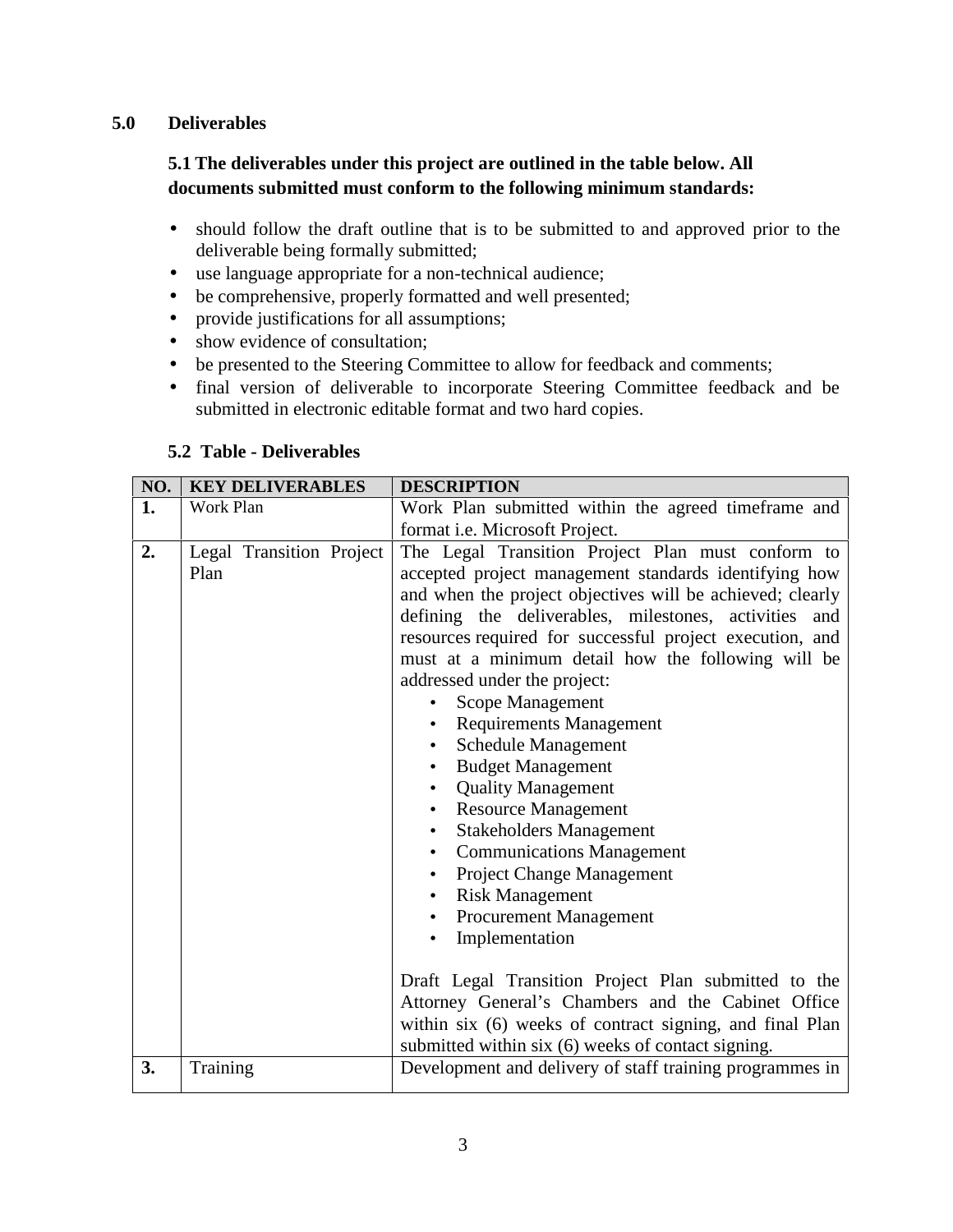## 5.0 Deliverables

### 5.1 The deliverables under this project are outlined in the table below. All documents submitted must conform to the following minimum standards:

- should follow the draft outline that is to be submitted to and approved prior to the deliverable being formally submitted;
- use language appropriate for a non-technical audience;
- be comprehensive, properly formatted and well presented;
- provide justifications for all assumptions;
- show evidence of consultation;
- be presented to the Steering Committee to allow for feedback and comments;
- final version of deliverable to incorporate Steering Committee feedback and be submitted in electronic editable format and two hard copies.

### 5.2 Table - Deliverables

| NO. | KEY DELIVERABLES | DESCRIPTION |
|---|---|---|
| **1.** | Work Plan | Work Plan submitted within the agreed timeframe and format i.e. Microsoft Project. |
| **2.** | Legal Transition Project Plan | The Legal Transition Project Plan must conform to accepted project management standards identifying how and when the project objectives will be achieved; clearly defining the deliverables, milestones, activities and resources required for successful project execution, and must at a minimum detail how the following will be addressed under the project:<br>• Scope Management<br>• Requirements Management<br>• Schedule Management<br>• Budget Management<br>• Quality Management<br>• Resource Management<br>• Stakeholders Management<br>• Communications Management<br>• Project Change Management<br>• Risk Management<br>• Procurement Management<br>• Implementation<br><br>Draft Legal Transition Project Plan submitted to the Attorney General's Chambers and the Cabinet Office within six (6) weeks of contract signing, and final Plan submitted within six (6) weeks of contact signing. |
| **3.** | Training | Development and delivery of staff training programmes in |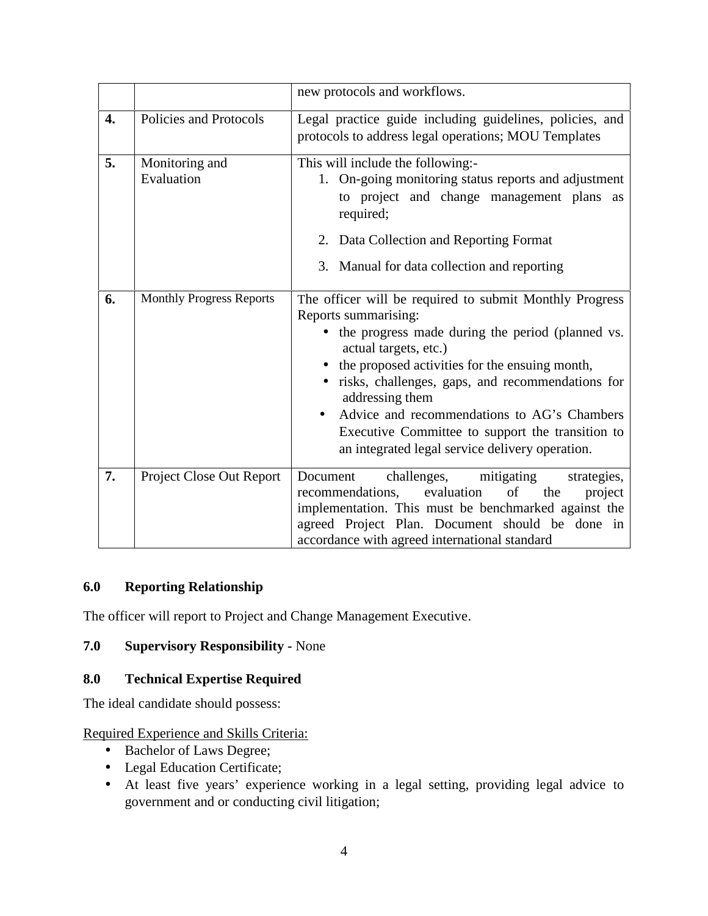| | | |
|---|---|---|
| | | new protocols and workflows. |
| **4.** | Policies and Protocols | Legal practice guide including guidelines, policies, and protocols to address legal operations; MOU Templates |
| **5.** | Monitoring and Evaluation | This will include the following:- 1. On-going monitoring status reports and adjustment to project and change management plans as required; 2. Data Collection and Reporting Format 3. Manual for data collection and reporting |
| **6.** | Monthly Progress Reports | The officer will be required to submit Monthly Progress Reports summarising: • the progress made during the period (planned vs. actual targets, etc.) • the proposed activities for the ensuing month, • risks, challenges, gaps, and recommendations for addressing them • Advice and recommendations to AG's Chambers Executive Committee to support the transition to an integrated legal service delivery operation. |
| **7.** | Project Close Out Report | Document challenges, mitigating strategies, recommendations, evaluation of the project implementation. This must be benchmarked against the agreed Project Plan. Document should be done in accordance with agreed international standard |

## 6.0 Reporting Relationship

The officer will report to Project and Change Management Executive.

## 7.0 Supervisory Responsibility - None

## 8.0 Technical Expertise Required

The ideal candidate should possess:

Required Experience and Skills Criteria:

- Bachelor of Laws Degree;
- Legal Education Certificate;
- At least five years' experience working in a legal setting, providing legal advice to government and or conducting civil litigation;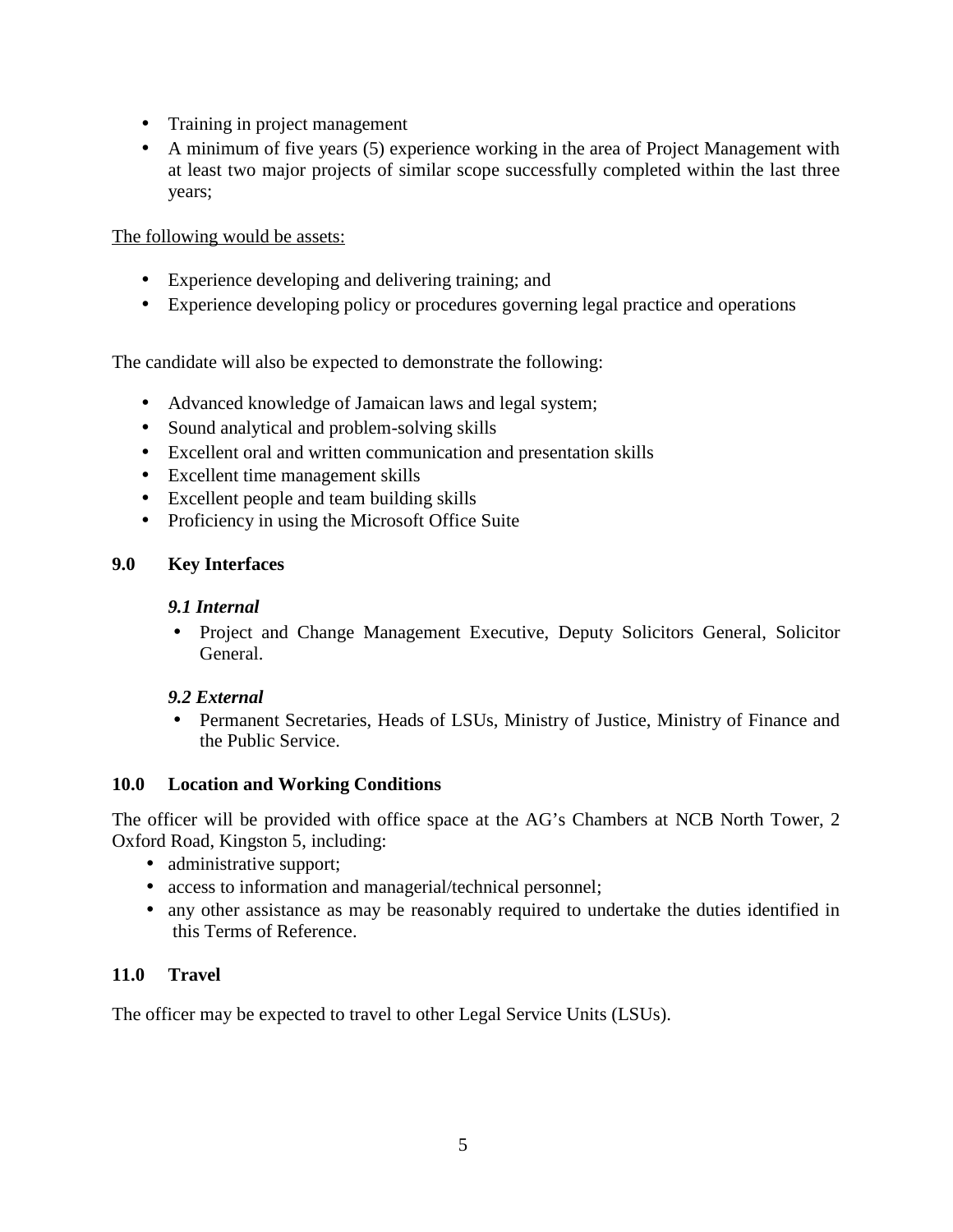- Training in project management
- A minimum of five years (5) experience working in the area of Project Management with at least two major projects of similar scope successfully completed within the last three years;

<u>The following would be assets:</u>

- Experience developing and delivering training; and
- Experience developing policy or procedures governing legal practice and operations

The candidate will also be expected to demonstrate the following:

- Advanced knowledge of Jamaican laws and legal system;
- Sound analytical and problem-solving skills
- Excellent oral and written communication and presentation skills
- Excellent time management skills
- Excellent people and team building skills
- Proficiency in using the Microsoft Office Suite

## 9.0 Key Interfaces

### *9.1 Internal*

- Project and Change Management Executive, Deputy Solicitors General, Solicitor General.

### *9.2 External*

- Permanent Secretaries, Heads of LSUs, Ministry of Justice, Ministry of Finance and the Public Service.

## 10.0 Location and Working Conditions

The officer will be provided with office space at the AG's Chambers at NCB North Tower, 2 Oxford Road, Kingston 5, including:

- administrative support;
- access to information and managerial/technical personnel;
- any other assistance as may be reasonably required to undertake the duties identified in this Terms of Reference.

## 11.0 Travel

The officer may be expected to travel to other Legal Service Units (LSUs).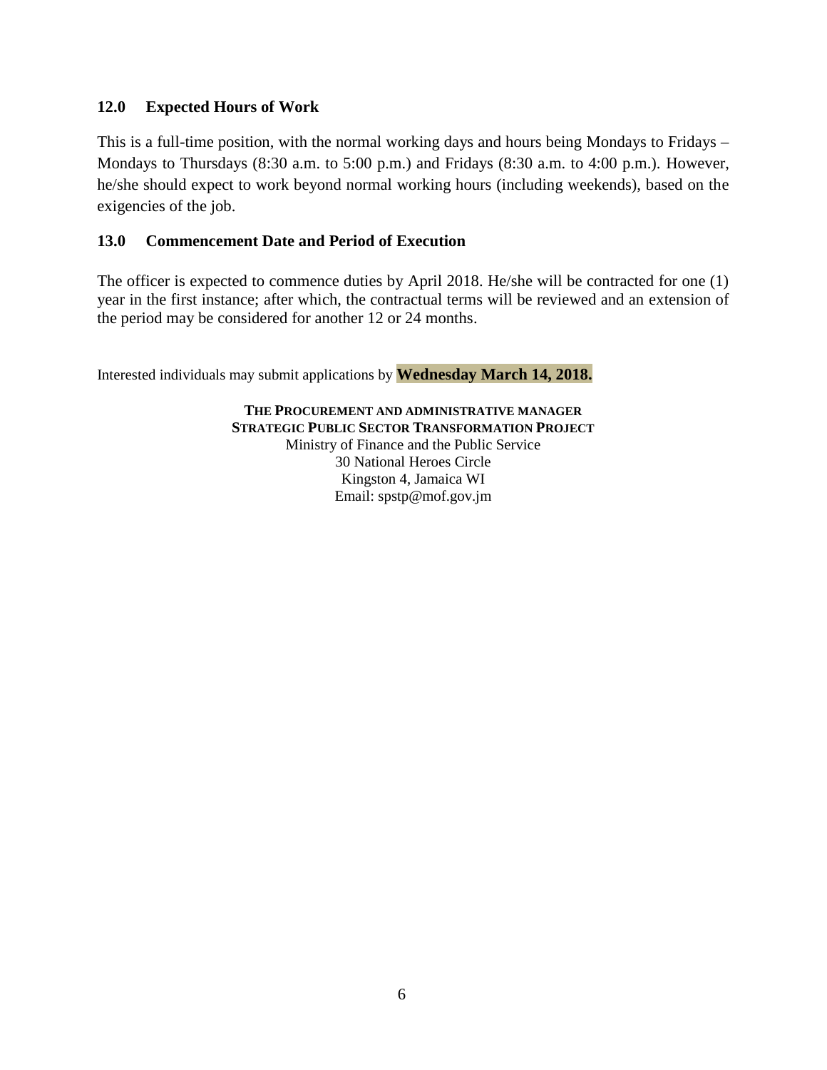## 12.0 Expected Hours of Work

This is a full-time position, with the normal working days and hours being Mondays to Fridays – Mondays to Thursdays (8:30 a.m. to 5:00 p.m.) and Fridays (8:30 a.m. to 4:00 p.m.). However, he/she should expect to work beyond normal working hours (including weekends), based on the exigencies of the job.

## 13.0 Commencement Date and Period of Execution

The officer is expected to commence duties by April 2018. He/she will be contracted for one (1) year in the first instance; after which, the contractual terms will be reviewed and an extension of the period may be considered for another 12 or 24 months.

Interested individuals may submit applications by **Wednesday March 14, 2018.**

**THE PROCUREMENT AND ADMINISTRATIVE MANAGER**
**STRATEGIC PUBLIC SECTOR TRANSFORMATION PROJECT**
Ministry of Finance and the Public Service
30 National Heroes Circle
Kingston 4, Jamaica WI
Email: spstp@mof.gov.jm